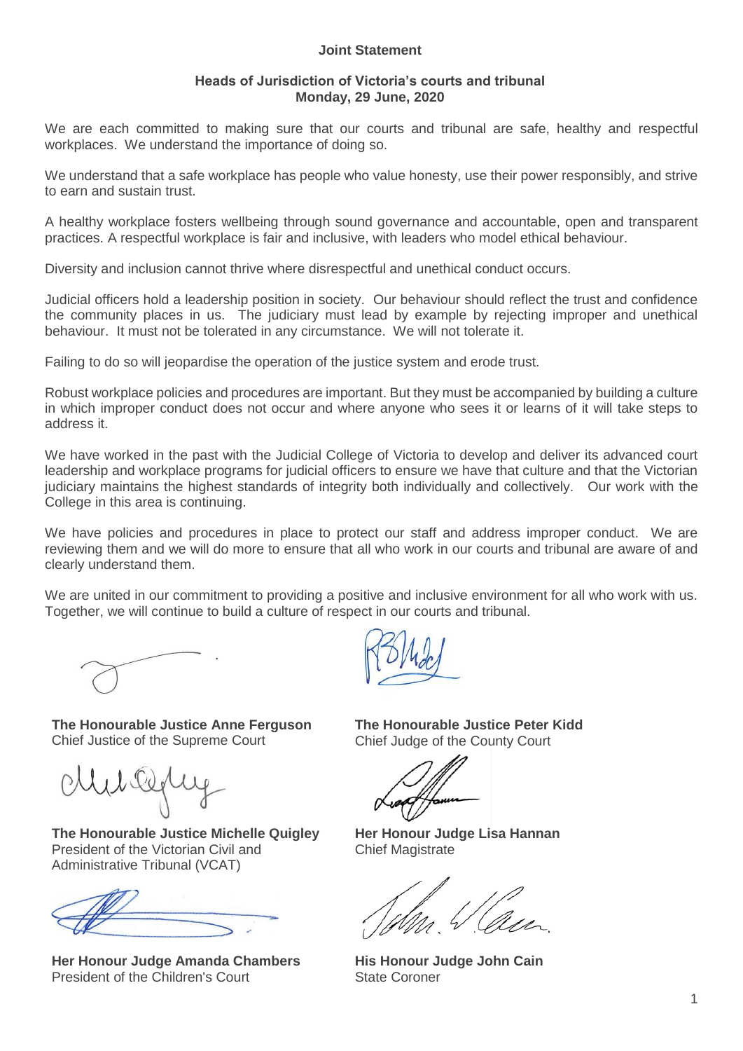**Joint Statement**

**Heads of Jurisdiction of Victoria's courts and tribunal**
**Monday, 29 June, 2020**

We are each committed to making sure that our courts and tribunal are safe, healthy and respectful workplaces. We understand the importance of doing so.

We understand that a safe workplace has people who value honesty, use their power responsibly, and strive to earn and sustain trust.

A healthy workplace fosters wellbeing through sound governance and accountable, open and transparent practices. A respectful workplace is fair and inclusive, with leaders who model ethical behaviour.

Diversity and inclusion cannot thrive where disrespectful and unethical conduct occurs.

Judicial officers hold a leadership position in society. Our behaviour should reflect the trust and confidence the community places in us. The judiciary must lead by example by rejecting improper and unethical behaviour. It must not be tolerated in any circumstance. We will not tolerate it.

Failing to do so will jeopardise the operation of the justice system and erode trust.

Robust workplace policies and procedures are important. But they must be accompanied by building a culture in which improper conduct does not occur and where anyone who sees it or learns of it will take steps to address it.

We have worked in the past with the Judicial College of Victoria to develop and deliver its advanced court leadership and workplace programs for judicial officers to ensure we have that culture and that the Victorian judiciary maintains the highest standards of integrity both individually and collectively. Our work with the College in this area is continuing.

We have policies and procedures in place to protect our staff and address improper conduct. We are reviewing them and we will do more to ensure that all who work in our courts and tribunal are aware of and clearly understand them.

We are united in our commitment to providing a positive and inclusive environment for all who work with us. Together, we will continue to build a culture of respect in our courts and tribunal.

**The Honourable Justice Anne Ferguson**
Chief Justice of the Supreme Court

**The Honourable Justice Peter Kidd**
Chief Judge of the County Court

**The Honourable Justice Michelle Quigley**
President of the Victorian Civil and Administrative Tribunal (VCAT)

**Her Honour Judge Lisa Hannan**
Chief Magistrate

**Her Honour Judge Amanda Chambers**
President of the Children's Court

**His Honour Judge John Cain**
State Coroner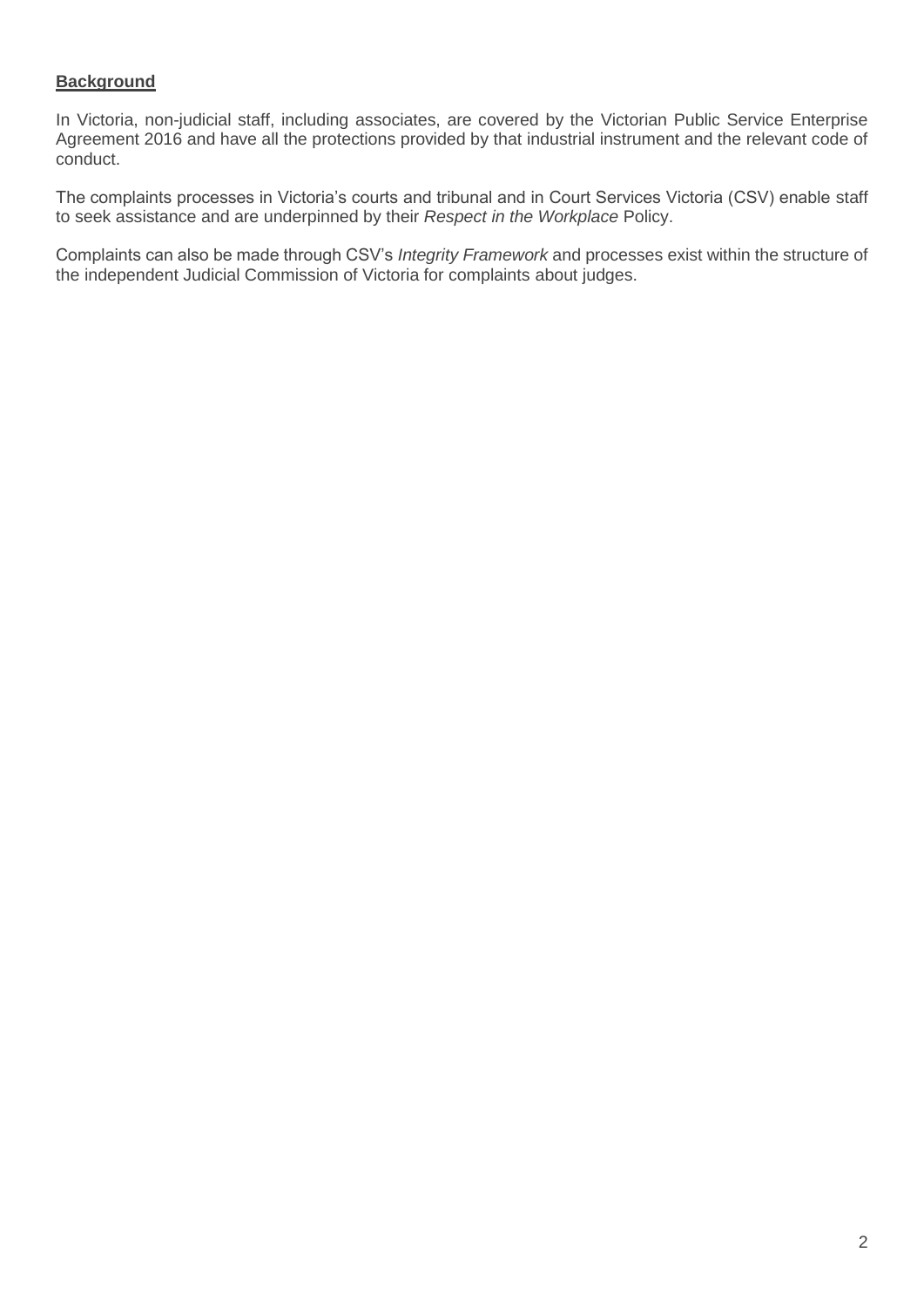**Background**

In Victoria, non-judicial staff, including associates, are covered by the Victorian Public Service Enterprise Agreement 2016 and have all the protections provided by that industrial instrument and the relevant code of conduct.

The complaints processes in Victoria's courts and tribunal and in Court Services Victoria (CSV) enable staff to seek assistance and are underpinned by their *Respect in the Workplace* Policy.

Complaints can also be made through CSV's *Integrity Framework* and processes exist within the structure of the independent Judicial Commission of Victoria for complaints about judges.